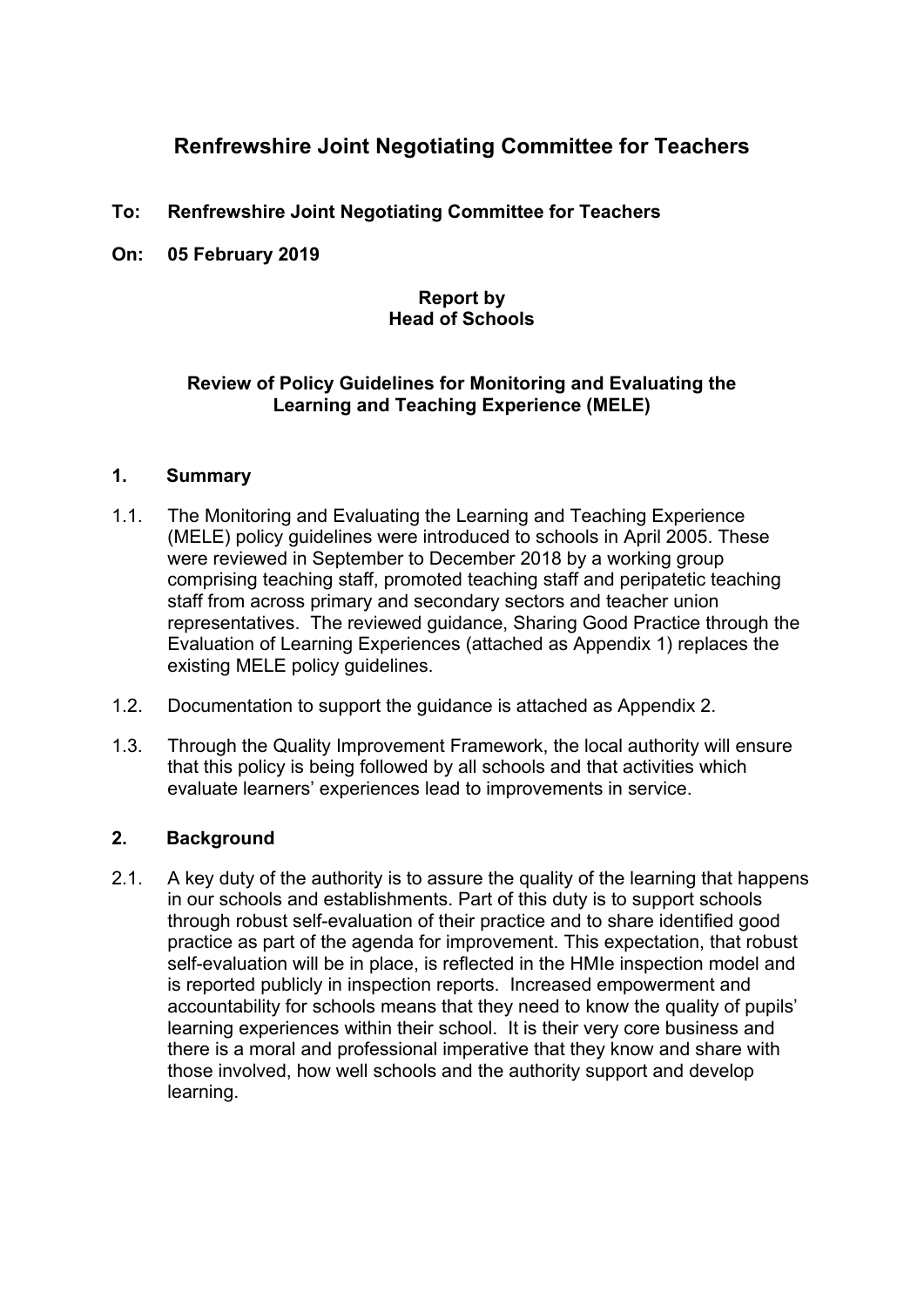# Renfrewshire Joint Negotiating Committee for Teachers

**To: Renfrewshire Joint Negotiating Committee for Teachers**

**On: 05 February 2019**

**Report by**
**Head of Schools**

**Review of Policy Guidelines for Monitoring and Evaluating the Learning and Teaching Experience (MELE)**

## 1. Summary

1.1. The Monitoring and Evaluating the Learning and Teaching Experience (MELE) policy guidelines were introduced to schools in April 2005. These were reviewed in September to December 2018 by a working group comprising teaching staff, promoted teaching staff and peripatetic teaching staff from across primary and secondary sectors and teacher union representatives. The reviewed guidance, Sharing Good Practice through the Evaluation of Learning Experiences (attached as Appendix 1) replaces the existing MELE policy guidelines.

1.2. Documentation to support the guidance is attached as Appendix 2.

1.3. Through the Quality Improvement Framework, the local authority will ensure that this policy is being followed by all schools and that activities which evaluate learners' experiences lead to improvements in service.

## 2. Background

2.1. A key duty of the authority is to assure the quality of the learning that happens in our schools and establishments. Part of this duty is to support schools through robust self-evaluation of their practice and to share identified good practice as part of the agenda for improvement. This expectation, that robust self-evaluation will be in place, is reflected in the HMIe inspection model and is reported publicly in inspection reports. Increased empowerment and accountability for schools means that they need to know the quality of pupils' learning experiences within their school. It is their very core business and there is a moral and professional imperative that they know and share with those involved, how well schools and the authority support and develop learning.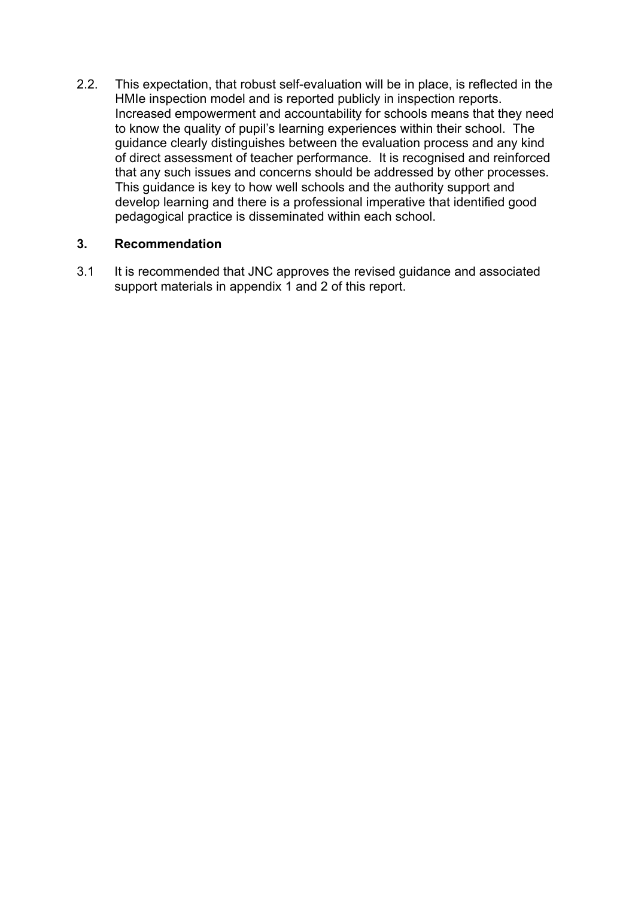2.2. This expectation, that robust self-evaluation will be in place, is reflected in the HMIe inspection model and is reported publicly in inspection reports. Increased empowerment and accountability for schools means that they need to know the quality of pupil's learning experiences within their school. The guidance clearly distinguishes between the evaluation process and any kind of direct assessment of teacher performance. It is recognised and reinforced that any such issues and concerns should be addressed by other processes. This guidance is key to how well schools and the authority support and develop learning and there is a professional imperative that identified good pedagogical practice is disseminated within each school.

## 3. Recommendation

3.1 It is recommended that JNC approves the revised guidance and associated support materials in appendix 1 and 2 of this report.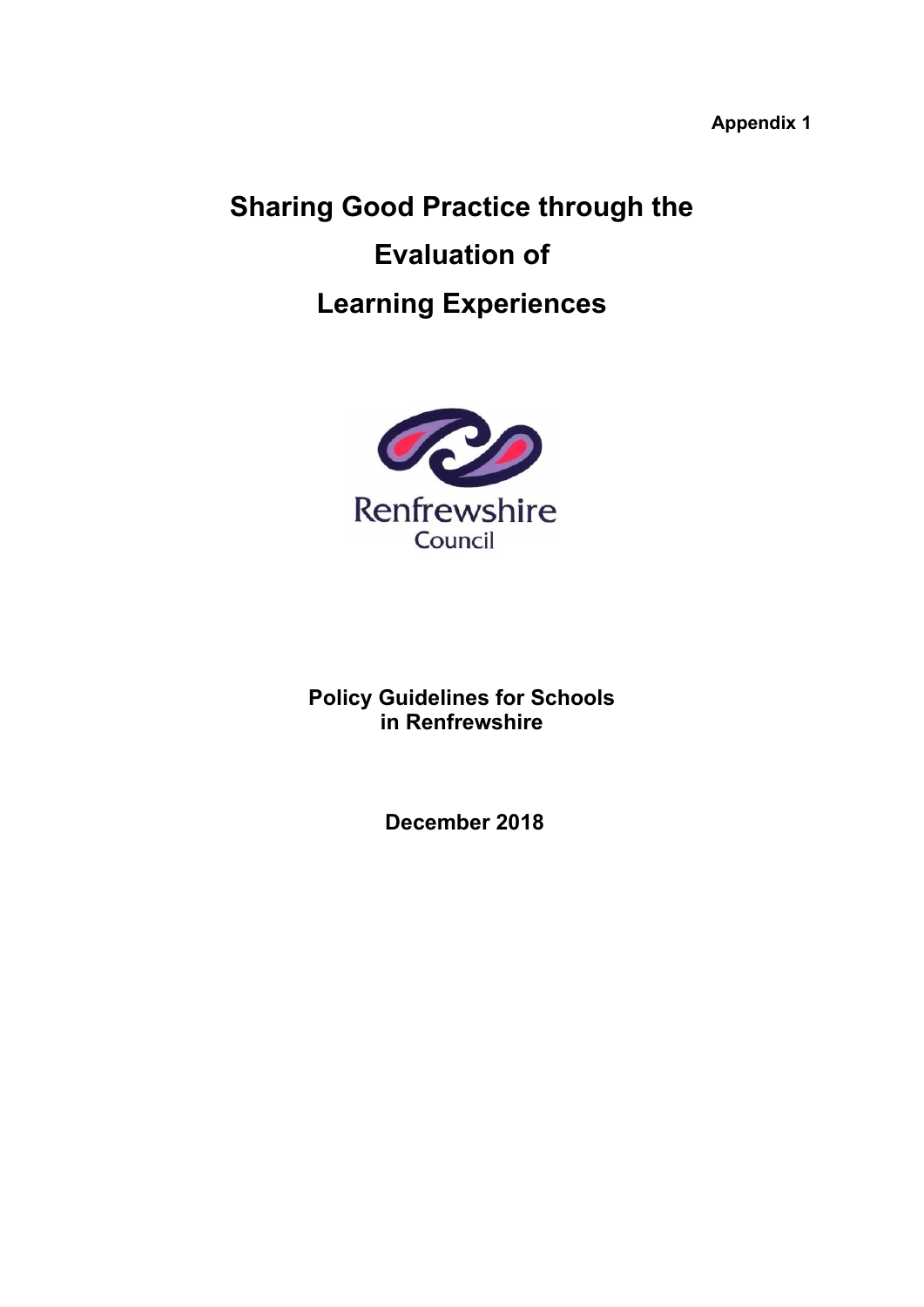**Appendix 1**

# Sharing Good Practice through the Evaluation of Learning Experiences

Renfrewshire
Council

**Policy Guidelines for Schools in Renfrewshire**

**December 2018**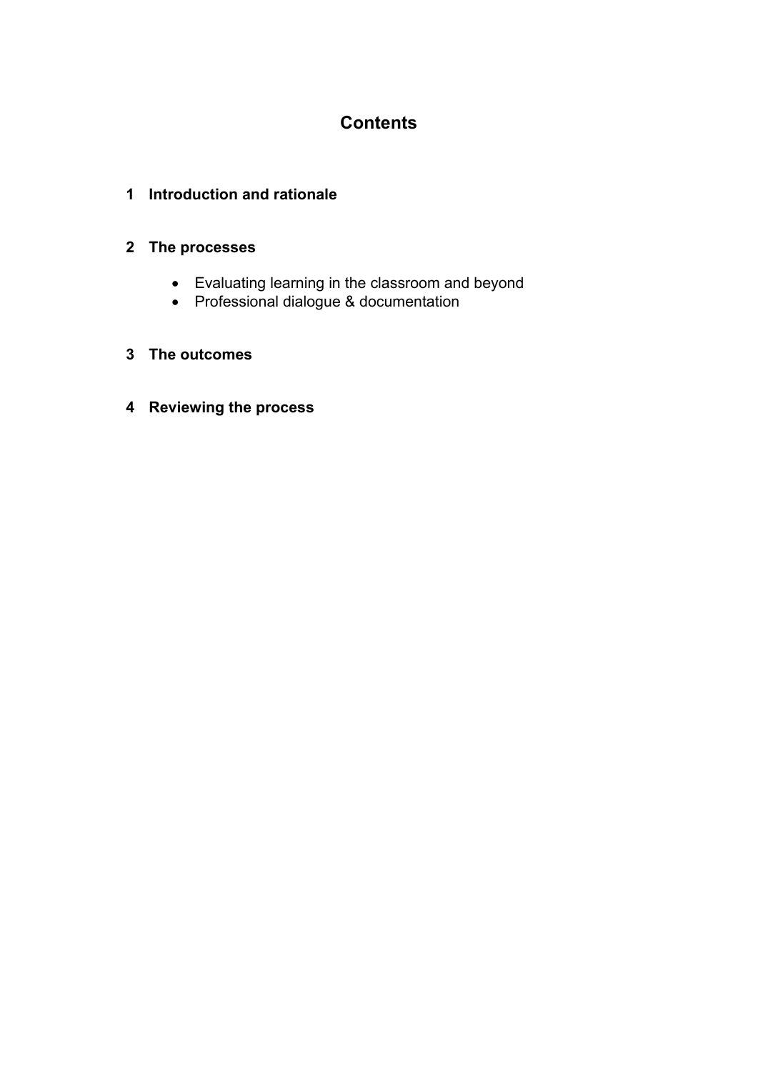# Contents

**1 Introduction and rationale**

**2 The processes**

- Evaluating learning in the classroom and beyond
- Professional dialogue & documentation

**3 The outcomes**

**4 Reviewing the process**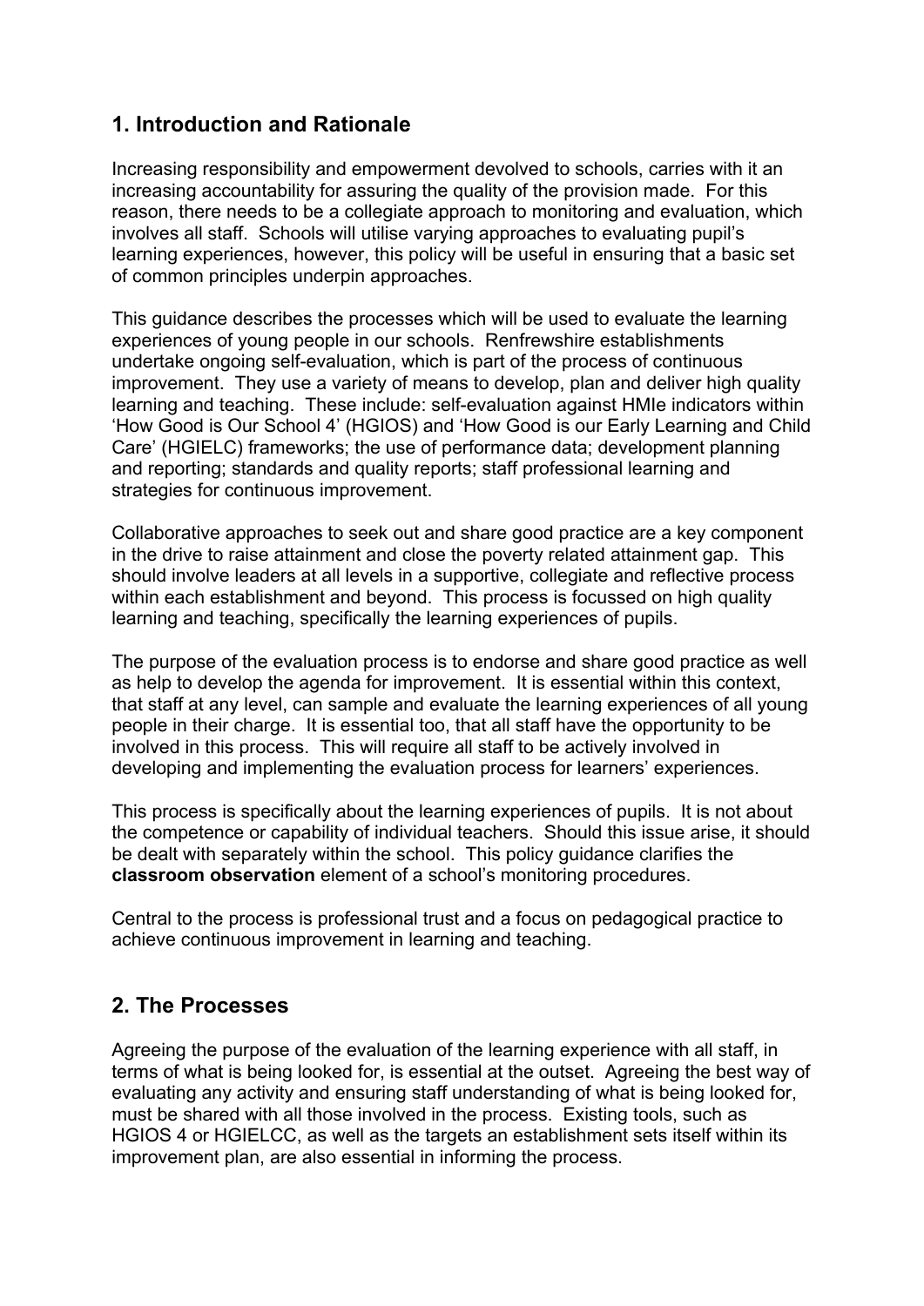## 1. Introduction and Rationale

Increasing responsibility and empowerment devolved to schools, carries with it an increasing accountability for assuring the quality of the provision made. For this reason, there needs to be a collegiate approach to monitoring and evaluation, which involves all staff. Schools will utilise varying approaches to evaluating pupil's learning experiences, however, this policy will be useful in ensuring that a basic set of common principles underpin approaches.

This guidance describes the processes which will be used to evaluate the learning experiences of young people in our schools. Renfrewshire establishments undertake ongoing self-evaluation, which is part of the process of continuous improvement. They use a variety of means to develop, plan and deliver high quality learning and teaching. These include: self-evaluation against HMIe indicators within 'How Good is Our School 4' (HGIOS) and 'How Good is our Early Learning and Child Care' (HGIELC) frameworks; the use of performance data; development planning and reporting; standards and quality reports; staff professional learning and strategies for continuous improvement.

Collaborative approaches to seek out and share good practice are a key component in the drive to raise attainment and close the poverty related attainment gap. This should involve leaders at all levels in a supportive, collegiate and reflective process within each establishment and beyond. This process is focussed on high quality learning and teaching, specifically the learning experiences of pupils.

The purpose of the evaluation process is to endorse and share good practice as well as help to develop the agenda for improvement. It is essential within this context, that staff at any level, can sample and evaluate the learning experiences of all young people in their charge. It is essential too, that all staff have the opportunity to be involved in this process. This will require all staff to be actively involved in developing and implementing the evaluation process for learners' experiences.

This process is specifically about the learning experiences of pupils. It is not about the competence or capability of individual teachers. Should this issue arise, it should be dealt with separately within the school. This policy guidance clarifies the **classroom observation** element of a school's monitoring procedures.

Central to the process is professional trust and a focus on pedagogical practice to achieve continuous improvement in learning and teaching.

## 2. The Processes

Agreeing the purpose of the evaluation of the learning experience with all staff, in terms of what is being looked for, is essential at the outset. Agreeing the best way of evaluating any activity and ensuring staff understanding of what is being looked for, must be shared with all those involved in the process. Existing tools, such as HGIOS 4 or HGIELCC, as well as the targets an establishment sets itself within its improvement plan, are also essential in informing the process.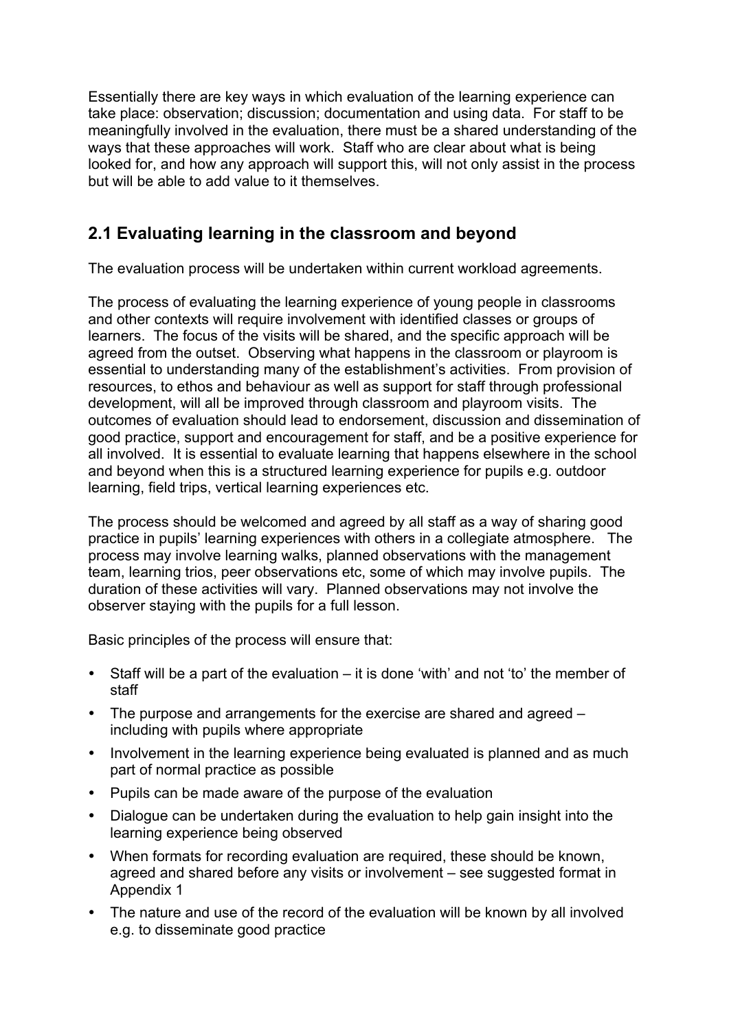Essentially there are key ways in which evaluation of the learning experience can take place: observation; discussion; documentation and using data. For staff to be meaningfully involved in the evaluation, there must be a shared understanding of the ways that these approaches will work. Staff who are clear about what is being looked for, and how any approach will support this, will not only assist in the process but will be able to add value to it themselves.

## 2.1 Evaluating learning in the classroom and beyond

The evaluation process will be undertaken within current workload agreements.

The process of evaluating the learning experience of young people in classrooms and other contexts will require involvement with identified classes or groups of learners. The focus of the visits will be shared, and the specific approach will be agreed from the outset. Observing what happens in the classroom or playroom is essential to understanding many of the establishment's activities. From provision of resources, to ethos and behaviour as well as support for staff through professional development, will all be improved through classroom and playroom visits. The outcomes of evaluation should lead to endorsement, discussion and dissemination of good practice, support and encouragement for staff, and be a positive experience for all involved. It is essential to evaluate learning that happens elsewhere in the school and beyond when this is a structured learning experience for pupils e.g. outdoor learning, field trips, vertical learning experiences etc.

The process should be welcomed and agreed by all staff as a way of sharing good practice in pupils' learning experiences with others in a collegiate atmosphere. The process may involve learning walks, planned observations with the management team, learning trios, peer observations etc, some of which may involve pupils. The duration of these activities will vary. Planned observations may not involve the observer staying with the pupils for a full lesson.

Basic principles of the process will ensure that:

- Staff will be a part of the evaluation – it is done 'with' and not 'to' the member of staff
- The purpose and arrangements for the exercise are shared and agreed – including with pupils where appropriate
- Involvement in the learning experience being evaluated is planned and as much part of normal practice as possible
- Pupils can be made aware of the purpose of the evaluation
- Dialogue can be undertaken during the evaluation to help gain insight into the learning experience being observed
- When formats for recording evaluation are required, these should be known, agreed and shared before any visits or involvement – see suggested format in Appendix 1
- The nature and use of the record of the evaluation will be known by all involved e.g. to disseminate good practice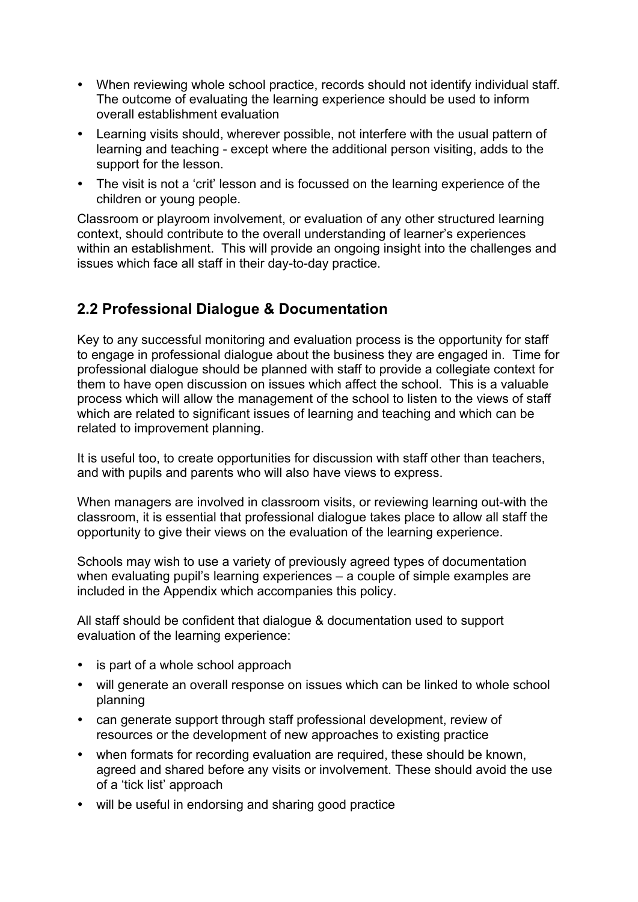- When reviewing whole school practice, records should not identify individual staff. The outcome of evaluating the learning experience should be used to inform overall establishment evaluation
- Learning visits should, wherever possible, not interfere with the usual pattern of learning and teaching - except where the additional person visiting, adds to the support for the lesson.
- The visit is not a 'crit' lesson and is focussed on the learning experience of the children or young people.

Classroom or playroom involvement, or evaluation of any other structured learning context, should contribute to the overall understanding of learner's experiences within an establishment. This will provide an ongoing insight into the challenges and issues which face all staff in their day-to-day practice.

## 2.2 Professional Dialogue & Documentation

Key to any successful monitoring and evaluation process is the opportunity for staff to engage in professional dialogue about the business they are engaged in. Time for professional dialogue should be planned with staff to provide a collegiate context for them to have open discussion on issues which affect the school. This is a valuable process which will allow the management of the school to listen to the views of staff which are related to significant issues of learning and teaching and which can be related to improvement planning.

It is useful too, to create opportunities for discussion with staff other than teachers, and with pupils and parents who will also have views to express.

When managers are involved in classroom visits, or reviewing learning out-with the classroom, it is essential that professional dialogue takes place to allow all staff the opportunity to give their views on the evaluation of the learning experience.

Schools may wish to use a variety of previously agreed types of documentation when evaluating pupil's learning experiences – a couple of simple examples are included in the Appendix which accompanies this policy.

All staff should be confident that dialogue & documentation used to support evaluation of the learning experience:

- is part of a whole school approach
- will generate an overall response on issues which can be linked to whole school planning
- can generate support through staff professional development, review of resources or the development of new approaches to existing practice
- when formats for recording evaluation are required, these should be known, agreed and shared before any visits or involvement. These should avoid the use of a 'tick list' approach
- will be useful in endorsing and sharing good practice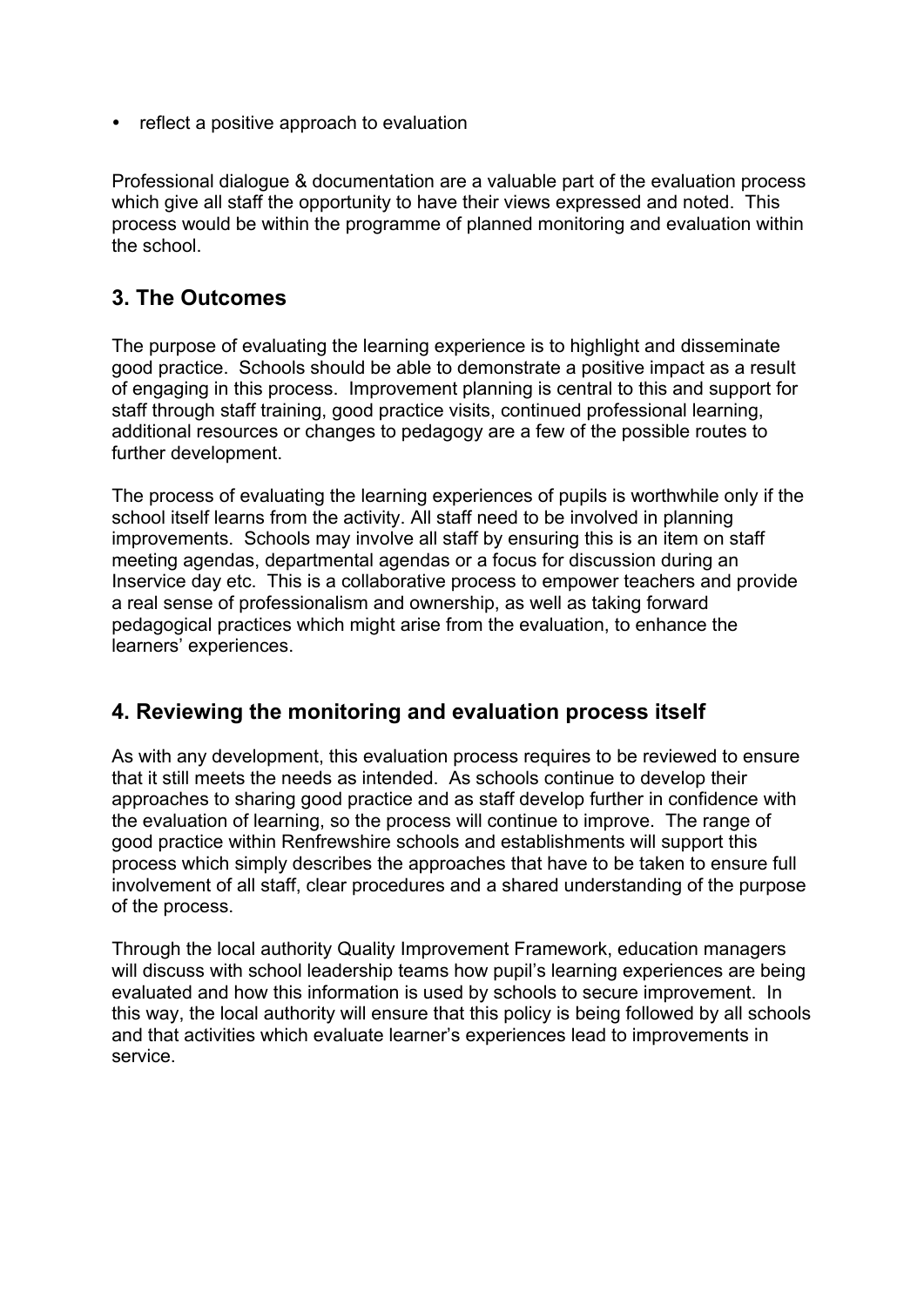- reflect a positive approach to evaluation

Professional dialogue & documentation are a valuable part of the evaluation process which give all staff the opportunity to have their views expressed and noted. This process would be within the programme of planned monitoring and evaluation within the school.

## 3. The Outcomes

The purpose of evaluating the learning experience is to highlight and disseminate good practice. Schools should be able to demonstrate a positive impact as a result of engaging in this process. Improvement planning is central to this and support for staff through staff training, good practice visits, continued professional learning, additional resources or changes to pedagogy are a few of the possible routes to further development.

The process of evaluating the learning experiences of pupils is worthwhile only if the school itself learns from the activity. All staff need to be involved in planning improvements. Schools may involve all staff by ensuring this is an item on staff meeting agendas, departmental agendas or a focus for discussion during an Inservice day etc. This is a collaborative process to empower teachers and provide a real sense of professionalism and ownership, as well as taking forward pedagogical practices which might arise from the evaluation, to enhance the learners' experiences.

## 4. Reviewing the monitoring and evaluation process itself

As with any development, this evaluation process requires to be reviewed to ensure that it still meets the needs as intended. As schools continue to develop their approaches to sharing good practice and as staff develop further in confidence with the evaluation of learning, so the process will continue to improve. The range of good practice within Renfrewshire schools and establishments will support this process which simply describes the approaches that have to be taken to ensure full involvement of all staff, clear procedures and a shared understanding of the purpose of the process.

Through the local authority Quality Improvement Framework, education managers will discuss with school leadership teams how pupil's learning experiences are being evaluated and how this information is used by schools to secure improvement. In this way, the local authority will ensure that this policy is being followed by all schools and that activities which evaluate learner's experiences lead to improvements in service.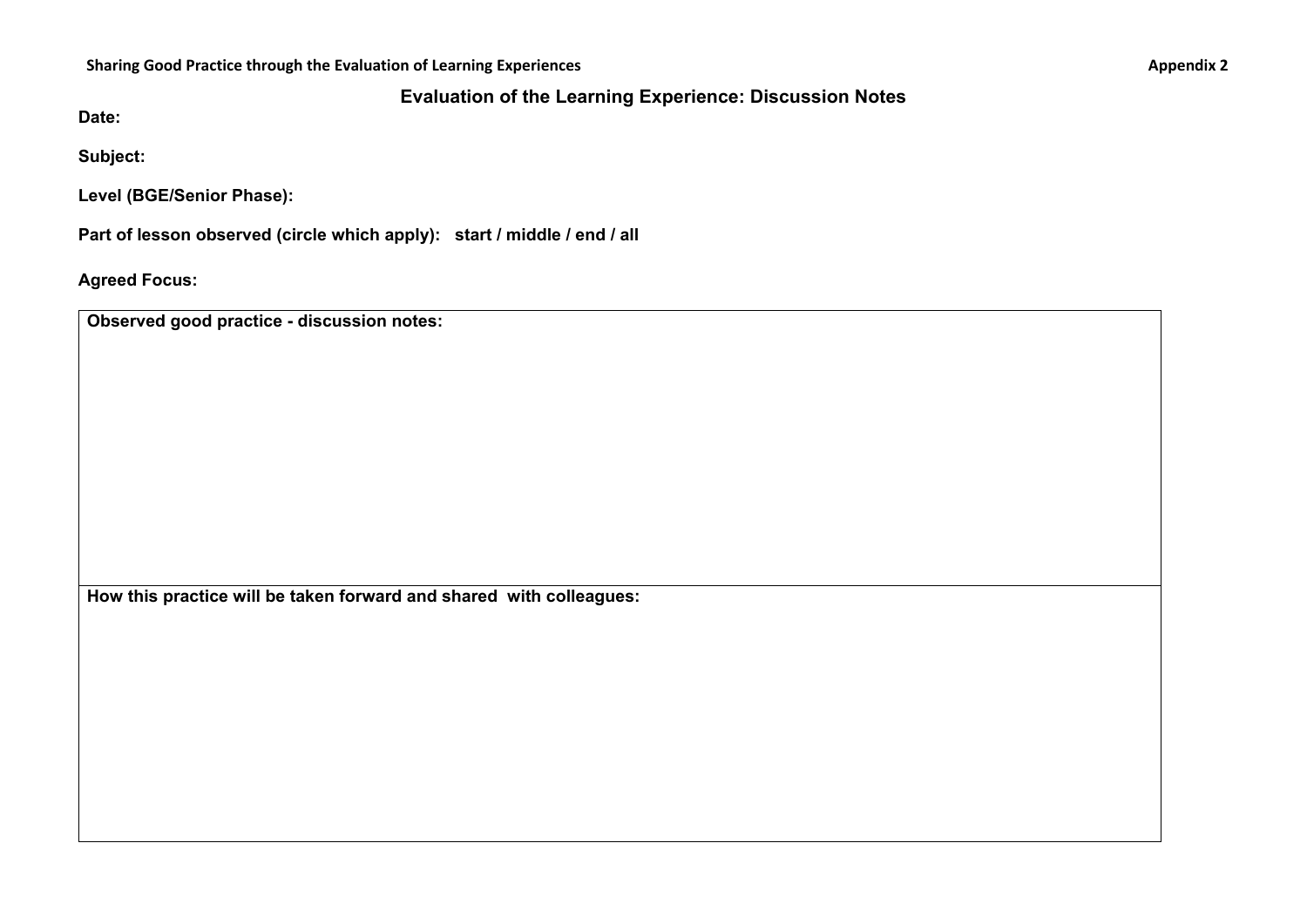Appendix 2

## Evaluation of the Learning Experience: Discussion Notes

**Date:**

**Subject:**

**Level (BGE/Senior Phase):**

**Part of lesson observed (circle which apply): start / middle / end / all**

**Agreed Focus:**

| **Observed good practice - discussion notes:** |
|---|
| |
| **How this practice will be taken forward and shared with colleagues:** |
| |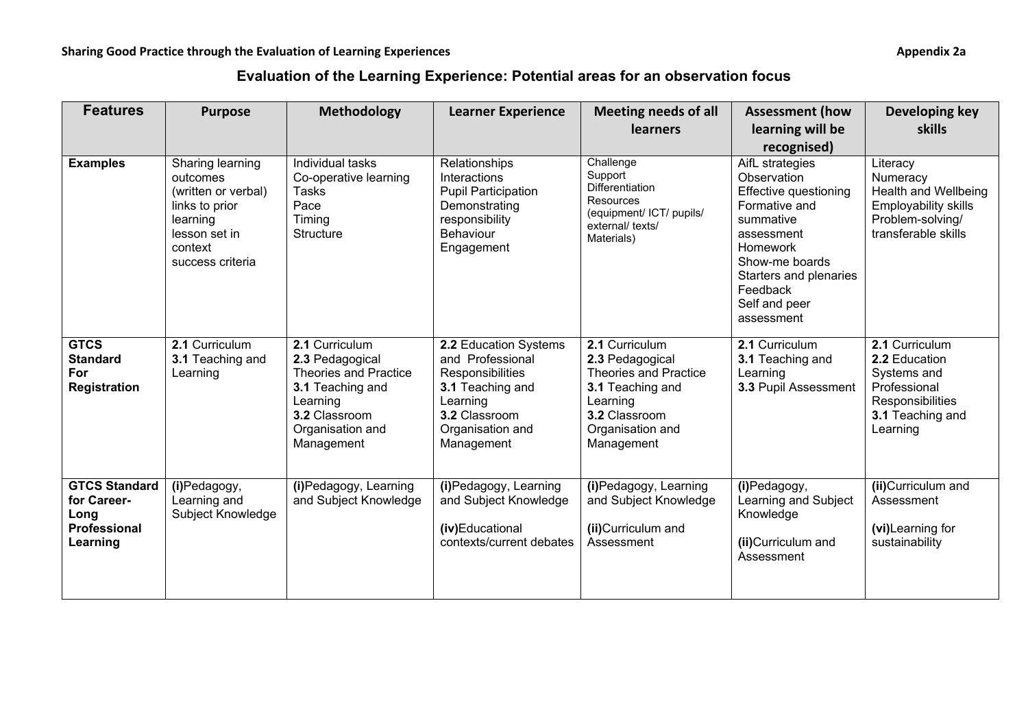**Sharing Good Practice through the Evaluation of Learning Experiences** **Appendix 2a**

## Evaluation of the Learning Experience: Potential areas for an observation focus

| Features | Purpose | Methodology | Learner Experience | Meeting needs of all learners | Assessment (how learning will be recognised) | Developing key skills |
|---|---|---|---|---|---|---|
| **Examples** | Sharing learning outcomes (written or verbal) links to prior learning lesson set in context success criteria | Individual tasks Co-operative learning Tasks Pace Timing Structure | Relationships Interactions Pupil Participation Demonstrating responsibility Behaviour Engagement | Challenge Support Differentiation Resources (equipment/ ICT/ pupils/ external/ texts/ Materials) | AifL strategies Observation Effective questioning Formative and summative assessment Homework Show-me boards Starters and plenaries Feedback Self and peer assessment | Literacy Numeracy Health and Wellbeing Employability skills Problem-solving/ transferable skills |
| **GTCS Standard For Registration** | **2.1** Curriculum **3.1** Teaching and Learning | **2.1** Curriculum **2.3** Pedagogical Theories and Practice **3.1** Teaching and Learning **3.2** Classroom Organisation and Management | **2.2** Education Systems and Professional Responsibilities **3.1** Teaching and Learning **3.2** Classroom Organisation and Management | **2.1** Curriculum **2.3** Pedagogical Theories and Practice **3.1** Teaching and Learning **3.2** Classroom Organisation and Management | **2.1** Curriculum **3.1** Teaching and Learning **3.3** Pupil Assessment | **2.1** Curriculum **2.2** Education Systems and Professional Responsibilities **3.1** Teaching and Learning |
| **GTCS Standard for Career-Long Professional Learning** | **(i)**Pedagogy, Learning and Subject Knowledge | **(i)**Pedagogy, Learning and Subject Knowledge | **(i)**Pedagogy, Learning and Subject Knowledge **(iv)**Educational contexts/current debates | **(i)**Pedagogy, Learning and Subject Knowledge **(ii)**Curriculum and Assessment | **(i)**Pedagogy, Learning and Subject Knowledge **(ii)**Curriculum and Assessment | **(ii)**Curriculum and Assessment **(vi)**Learning for sustainability |